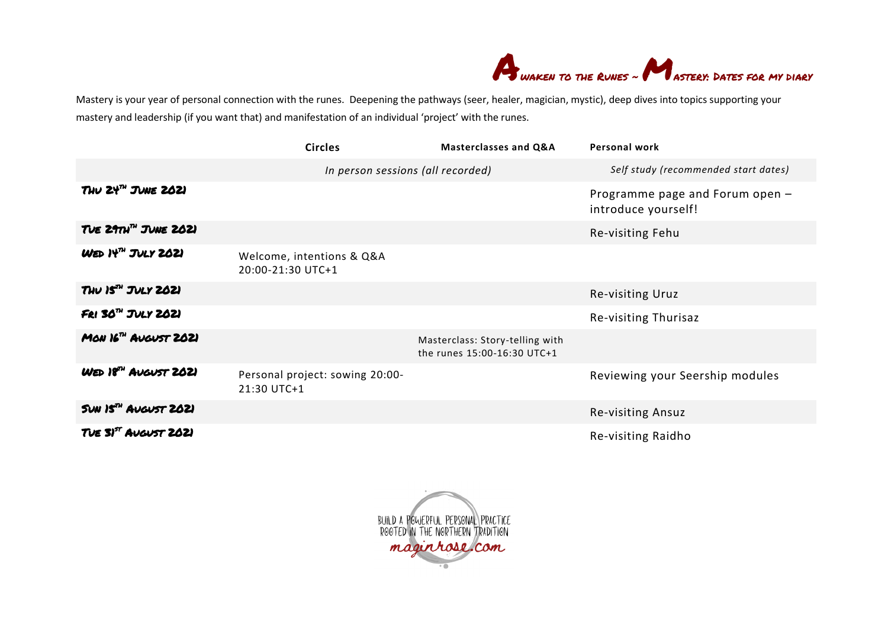# Awaken to the Runes ~ Mastery: Dates for my diary

Mastery is your year of personal connection with the runes. Deepening the pathways (seer, healer, magician, mystic), deep dives into topics supporting your mastery and leadership (if you want that) and manifestation of an individual 'project' with the runes.

| | Circles | Masterclasses and Q&A | Personal work |
|---|---|---|---|
| | *In person sessions (all recorded)* | | *Self study (recommended start dates)* |
| Thu 24th June 2021 | | | Programme page and Forum open – introduce yourself! |
| Tue 29th June 2021 | | | Re-visiting Fehu |
| Wed 14th July 2021 | Welcome, intentions & Q&A 20:00-21:30 UTC+1 | | |
| Thu 15th July 2021 | | | Re-visiting Uruz |
| Fri 30th July 2021 | | | Re-visiting Thurisaz |
| Mon 16th August 2021 | | Masterclass: Story-telling with the runes 15:00-16:30 UTC+1 | |
| Wed 18th August 2021 | Personal project: sowing 20:00-21:30 UTC+1 | | Reviewing your Seership modules |
| Sun 15th August 2021 | | | Re-visiting Ansuz |
| Tue 31st August 2021 | | | Re-visiting Raidho |

BUILD A POWERFUL PERSONAL PRACTICE ROOTED IN THE NORTHERN TRADITION
maginrose.com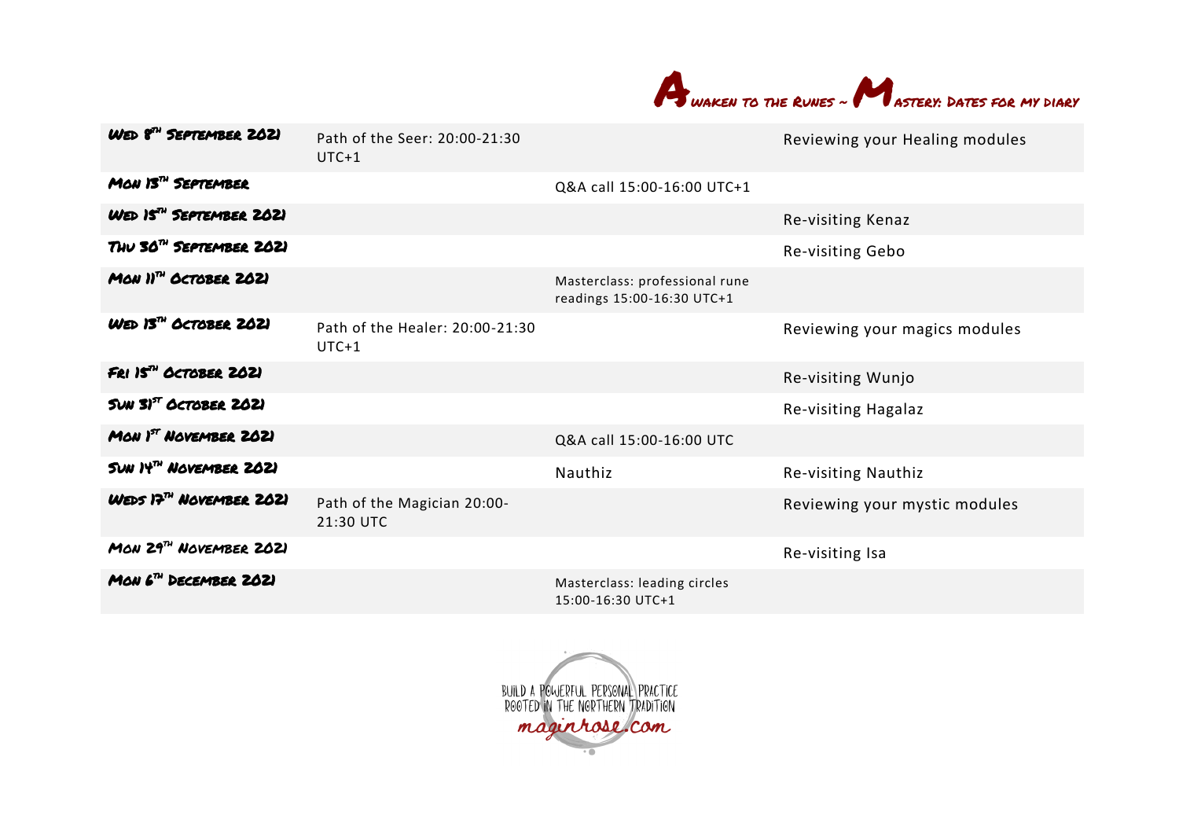# Awaken to the Runes ~ Mastery: Dates for my diary

| | | | |
|---|---|---|---|
| Wed 8th September 2021 | Path of the Seer: 20:00-21:30 UTC+1 | | Reviewing your Healing modules |
| Mon 13th September | | Q&A call 15:00-16:00 UTC+1 | |
| Wed 15th September 2021 | | | Re-visiting Kenaz |
| Thu 30th September 2021 | | | Re-visiting Gebo |
| Mon 11th October 2021 | | Masterclass: professional rune readings 15:00-16:30 UTC+1 | |
| Wed 13th October 2021 | Path of the Healer: 20:00-21:30 UTC+1 | | Reviewing your magics modules |
| Fri 15th October 2021 | | | Re-visiting Wunjo |
| Sun 31st October 2021 | | | Re-visiting Hagalaz |
| Mon 1st November 2021 | | Q&A call 15:00-16:00 UTC | |
| Sun 14th November 2021 | | Nauthiz | Re-visiting Nauthiz |
| Weds 17th November 2021 | Path of the Magician 20:00-21:30 UTC | | Reviewing your mystic modules |
| Mon 29th November 2021 | | | Re-visiting Isa |
| Mon 6th December 2021 | | Masterclass: leading circles 15:00-16:30 UTC+1 | |

BUILD A POWERFUL PERSONAL PRACTICE ROOTED IN THE NORTHERN TRADITION
maginrose.com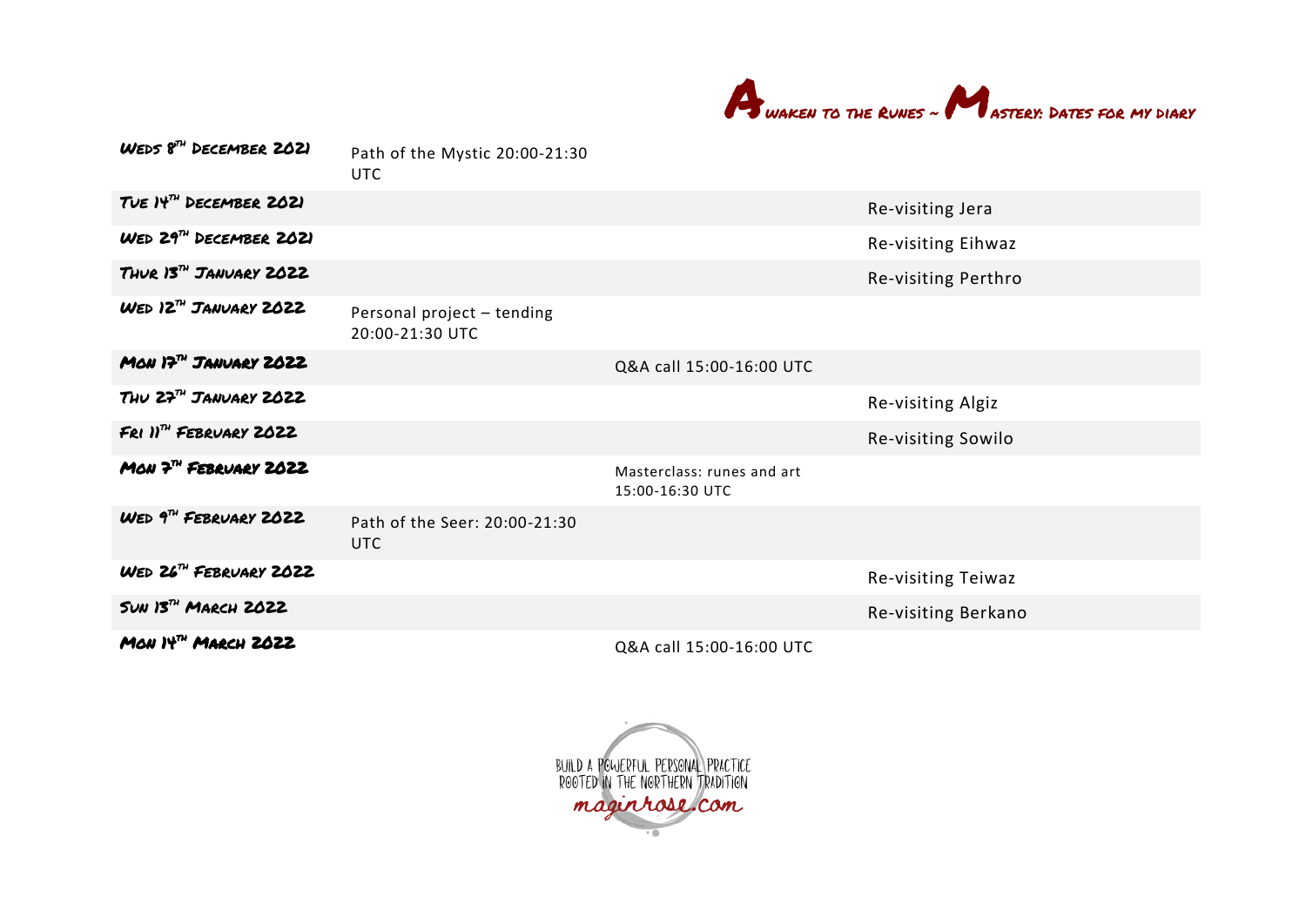# Awaken to the Runes ~ Mastery: Dates for my diary

| | | | |
|---|---|---|---|
| Weds 8th December 2021 | Path of the Mystic 20:00-21:30 UTC | | |
| Tue 14th December 2021 | | | Re-visiting Jera |
| Wed 29th December 2021 | | | Re-visiting Eihwaz |
| Thur 13th January 2022 | | | Re-visiting Perthro |
| Wed 12th January 2022 | Personal project – tending 20:00-21:30 UTC | | |
| Mon 17th January 2022 | | Q&A call 15:00-16:00 UTC | |
| Thu 27th January 2022 | | | Re-visiting Algiz |
| Fri 11th February 2022 | | | Re-visiting Sowilo |
| Mon 7th February 2022 | | Masterclass: runes and art 15:00-16:30 UTC | |
| Wed 9th February 2022 | Path of the Seer: 20:00-21:30 UTC | | |
| Wed 26th February 2022 | | | Re-visiting Teiwaz |
| Sun 13th March 2022 | | | Re-visiting Berkano |
| Mon 14th March 2022 | | Q&A call 15:00-16:00 UTC | |

BUILD A POWERFUL PERSONAL PRACTICE ROOTED IN THE NORTHERN TRADITION
maginrose.com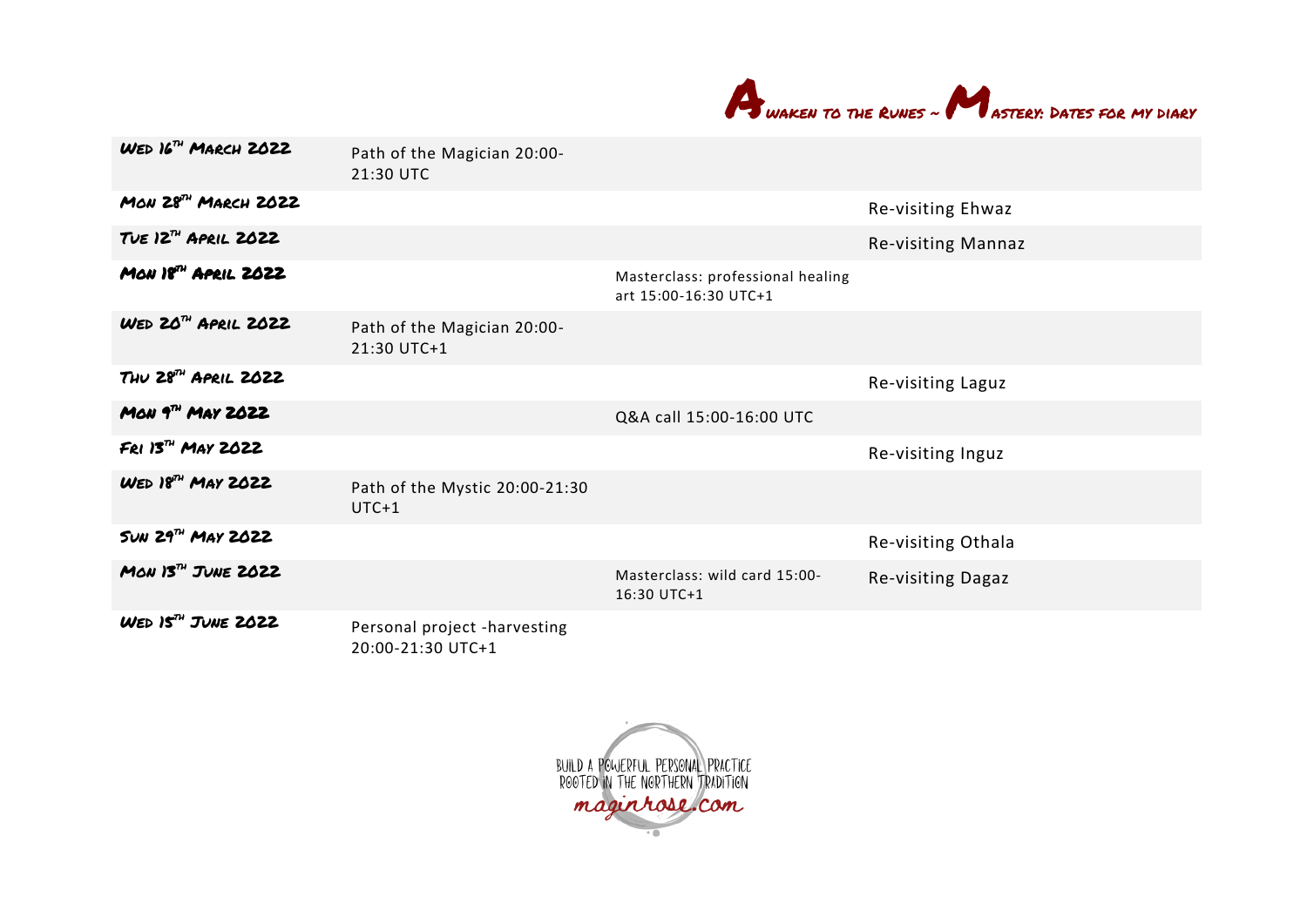# Awaken to the Runes ~ Mastery: Dates for my diary

| | | | |
|---|---|---|---|
| Wed 16th March 2022 | Path of the Magician 20:00-21:30 UTC | | |
| Mon 28th March 2022 | | | Re-visiting Ehwaz |
| Tue 12th April 2022 | | | Re-visiting Mannaz |
| Mon 18th April 2022 | | Masterclass: professional healing art 15:00-16:30 UTC+1 | |
| Wed 20th April 2022 | Path of the Magician 20:00-21:30 UTC+1 | | |
| Thu 28th April 2022 | | | Re-visiting Laguz |
| Mon 9th May 2022 | | Q&A call 15:00-16:00 UTC | |
| Fri 13th May 2022 | | | Re-visiting Inguz |
| Wed 18th May 2022 | Path of the Mystic 20:00-21:30 UTC+1 | | |
| Sun 29th May 2022 | | | Re-visiting Othala |
| Mon 13th June 2022 | | Masterclass: wild card 15:00-16:30 UTC+1 | Re-visiting Dagaz |
| Wed 15th June 2022 | Personal project -harvesting 20:00-21:30 UTC+1 | | |

BUILD A POWERFUL PERSONAL PRACTICE ROOTED IN THE NORTHERN TRADITION
maginrose.com